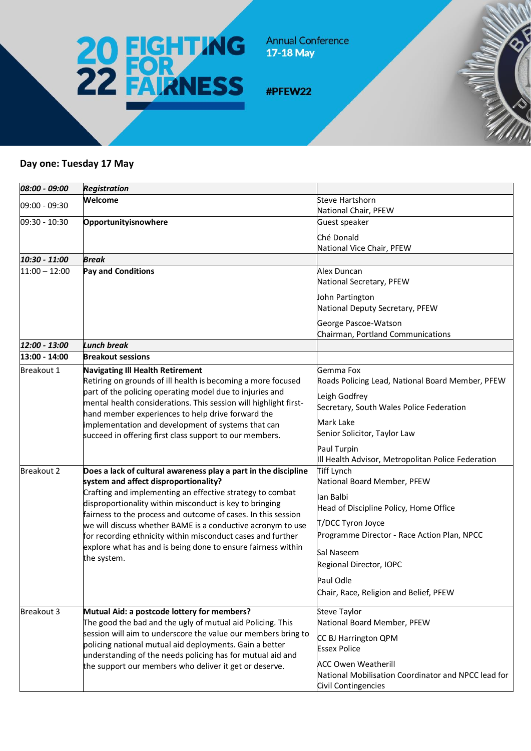# 2022 FIGHTING FOR FAIRNESS

Annual Conference
**17-18 May**

**#PFEW22**

## Day one: Tuesday 17 May

| ***08:00 - 09:00*** | ***Registration*** | |
|---|---|---|
| 09:00 - 09:30 | **Welcome** | Steve Hartshorn<br>National Chair, PFEW |
| 09:30 - 10:30 | **Opportunityisnowhere** | Guest speaker<br><br>Ché Donald<br>National Vice Chair, PFEW |
| ***10:30 - 11:00*** | ***Break*** | |
| 11:00 – 12:00 | **Pay and Conditions** | Alex Duncan<br>National Secretary, PFEW<br><br>John Partington<br>National Deputy Secretary, PFEW<br><br>George Pascoe-Watson<br>Chairman, Portland Communications |
| ***12:00 - 13:00*** | ***Lunch break*** | |
| **13:00 - 14:00** | **Breakout sessions** | |
| Breakout 1 | **Navigating Ill Health Retirement**<br>Retiring on grounds of ill health is becoming a more focused part of the policing operating model due to injuries and mental health considerations. This session will highlight first-hand member experiences to help drive forward the implementation and development of systems that can succeed in offering first class support to our members. | Gemma Fox<br>Roads Policing Lead, National Board Member, PFEW<br><br>Leigh Godfrey<br>Secretary, South Wales Police Federation<br><br>Mark Lake<br>Senior Solicitor, Taylor Law<br><br>Paul Turpin<br>Ill Health Advisor, Metropolitan Police Federation |
| Breakout 2 | **Does a lack of cultural awareness play a part in the discipline system and affect disproportionality?**<br>Crafting and implementing an effective strategy to combat disproportionality within misconduct is key to bringing fairness to the process and outcome of cases. In this session we will discuss whether BAME is a conductive acronym to use for recording ethnicity within misconduct cases and further explore what has and is being done to ensure fairness within the system. | Tiff Lynch<br>National Board Member, PFEW<br><br>Ian Balbi<br>Head of Discipline Policy, Home Office<br><br>T/DCC Tyron Joyce<br>Programme Director - Race Action Plan, NPCC<br><br>Sal Naseem<br>Regional Director, IOPC<br><br>Paul Odle<br>Chair, Race, Religion and Belief, PFEW |
| Breakout 3 | **Mutual Aid: a postcode lottery for members?**<br>The good the bad and the ugly of mutual aid Policing. This session will aim to underscore the value our members bring to policing national mutual aid deployments. Gain a better understanding of the needs policing has for mutual aid and the support our members who deliver it get or deserve. | Steve Taylor<br>National Board Member, PFEW<br><br>CC BJ Harrington QPM<br>Essex Police<br><br>ACC Owen Weatherill<br>National Mobilisation Coordinator and NPCC lead for Civil Contingencies |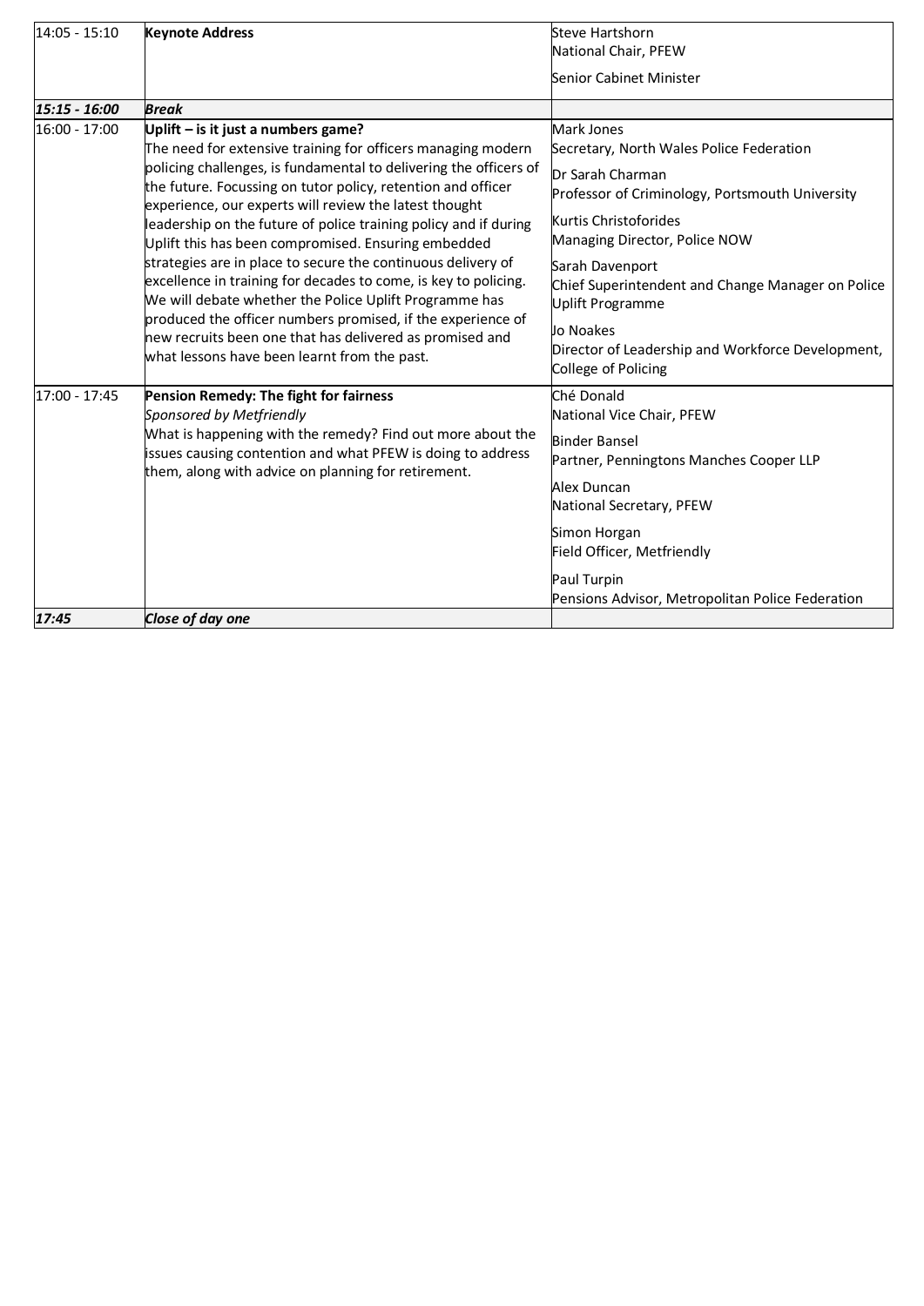| | | |
|---|---|---|
| 14:05 - 15:10 | **Keynote Address** | Steve Hartshorn<br>National Chair, PFEW<br><br>Senior Cabinet Minister |
| ***15:15 - 16:00*** | ***Break*** | |
| 16:00 - 17:00 | **Uplift – is it just a numbers game?**<br>The need for extensive training for officers managing modern policing challenges, is fundamental to delivering the officers of the future. Focussing on tutor policy, retention and officer experience, our experts will review the latest thought leadership on the future of police training policy and if during Uplift this has been compromised. Ensuring embedded strategies are in place to secure the continuous delivery of excellence in training for decades to come, is key to policing. We will debate whether the Police Uplift Programme has produced the officer numbers promised, if the experience of new recruits been one that has delivered as promised and what lessons have been learnt from the past. | Mark Jones<br>Secretary, North Wales Police Federation<br><br>Dr Sarah Charman<br>Professor of Criminology, Portsmouth University<br><br>Kurtis Christoforides<br>Managing Director, Police NOW<br><br>Sarah Davenport<br>Chief Superintendent and Change Manager on Police Uplift Programme<br><br>Jo Noakes<br>Director of Leadership and Workforce Development, College of Policing |
| 17:00 - 17:45 | **Pension Remedy: The fight for fairness**<br>*Sponsored by Metfriendly*<br>What is happening with the remedy? Find out more about the issues causing contention and what PFEW is doing to address them, along with advice on planning for retirement. | Ché Donald<br>National Vice Chair, PFEW<br><br>Binder Bansel<br>Partner, Penningtons Manches Cooper LLP<br><br>Alex Duncan<br>National Secretary, PFEW<br><br>Simon Horgan<br>Field Officer, Metfriendly<br><br>Paul Turpin<br>Pensions Advisor, Metropolitan Police Federation |
| ***17:45*** | ***Close of day one*** | |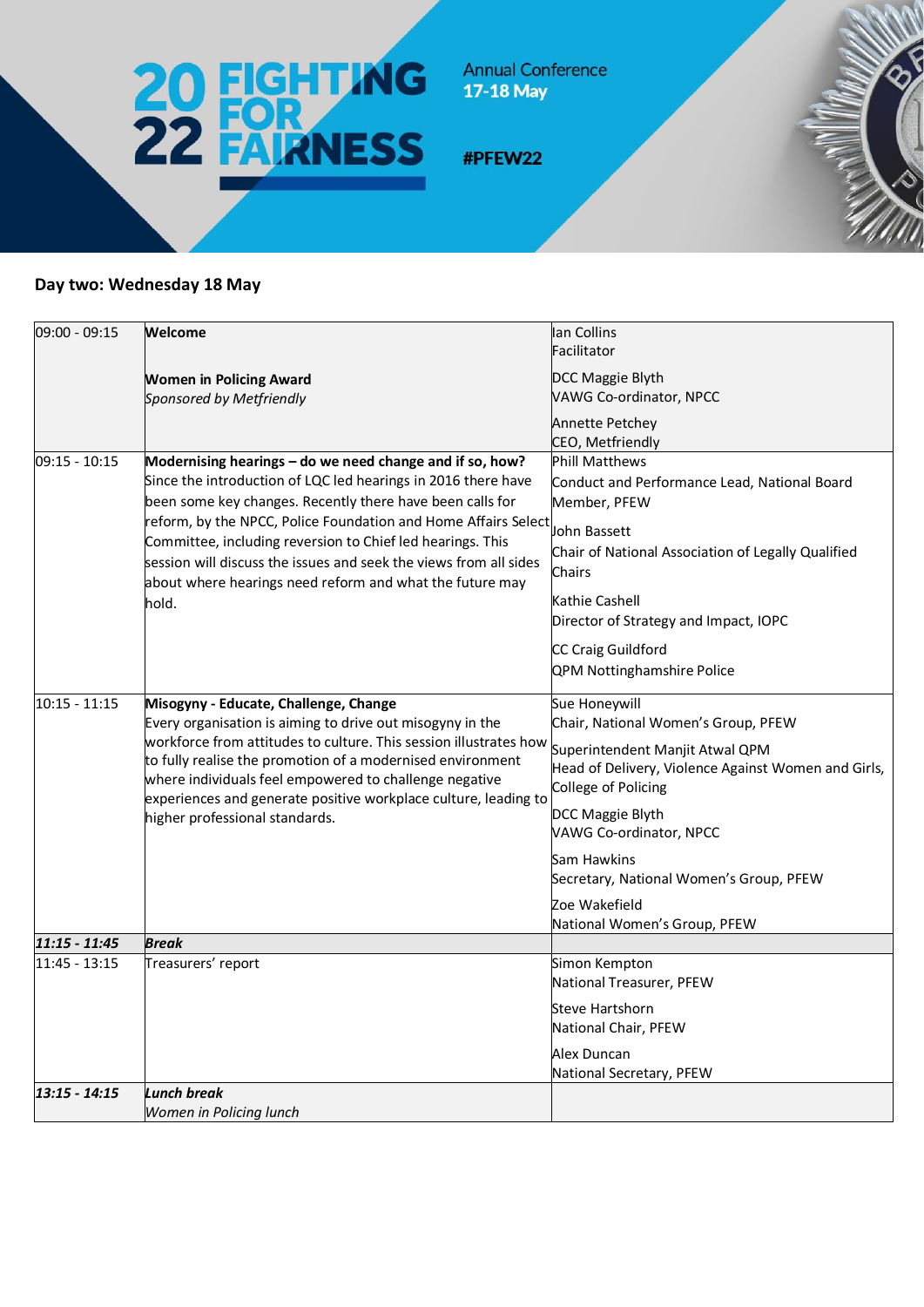2022 FIGHTING FOR FAIRNESS

Annual Conference
17-18 May

#PFEW22

## Day two: Wednesday 18 May

| | | |
|---|---|---|
| 09:00 - 09:15 | **Welcome**<br><br>**Women in Policing Award**<br>*Sponsored by Metfriendly* | Ian Collins<br>Facilitator<br><br>DCC Maggie Blyth<br>VAWG Co-ordinator, NPCC<br><br>Annette Petchey<br>CEO, Metfriendly |
| 09:15 - 10:15 | **Modernising hearings – do we need change and if so, how?**<br>Since the introduction of LQC led hearings in 2016 there have been some key changes. Recently there have been calls for reform, by the NPCC, Police Foundation and Home Affairs Select Committee, including reversion to Chief led hearings. This session will discuss the issues and seek the views from all sides about where hearings need reform and what the future may hold. | Phill Matthews<br>Conduct and Performance Lead, National Board Member, PFEW<br><br>John Bassett<br>Chair of National Association of Legally Qualified Chairs<br><br>Kathie Cashell<br>Director of Strategy and Impact, IOPC<br><br>CC Craig Guildford<br>QPM Nottinghamshire Police |
| 10:15 - 11:15 | **Misogyny - Educate, Challenge, Change**<br>Every organisation is aiming to drive out misogyny in the workforce from attitudes to culture. This session illustrates how to fully realise the promotion of a modernised environment where individuals feel empowered to challenge negative experiences and generate positive workplace culture, leading to higher professional standards. | Sue Honeywill<br>Chair, National Women's Group, PFEW<br><br>Superintendent Manjit Atwal QPM<br>Head of Delivery, Violence Against Women and Girls, College of Policing<br><br>DCC Maggie Blyth<br>VAWG Co-ordinator, NPCC<br><br>Sam Hawkins<br>Secretary, National Women's Group, PFEW<br><br>Zoe Wakefield<br>National Women's Group, PFEW |
| ***11:15 - 11:45*** | ***Break*** | |
| 11:45 - 13:15 | Treasurers' report | Simon Kempton<br>National Treasurer, PFEW<br><br>Steve Hartshorn<br>National Chair, PFEW<br><br>Alex Duncan<br>National Secretary, PFEW |
| ***13:15 - 14:15*** | ***Lunch break***<br>*Women in Policing lunch* | |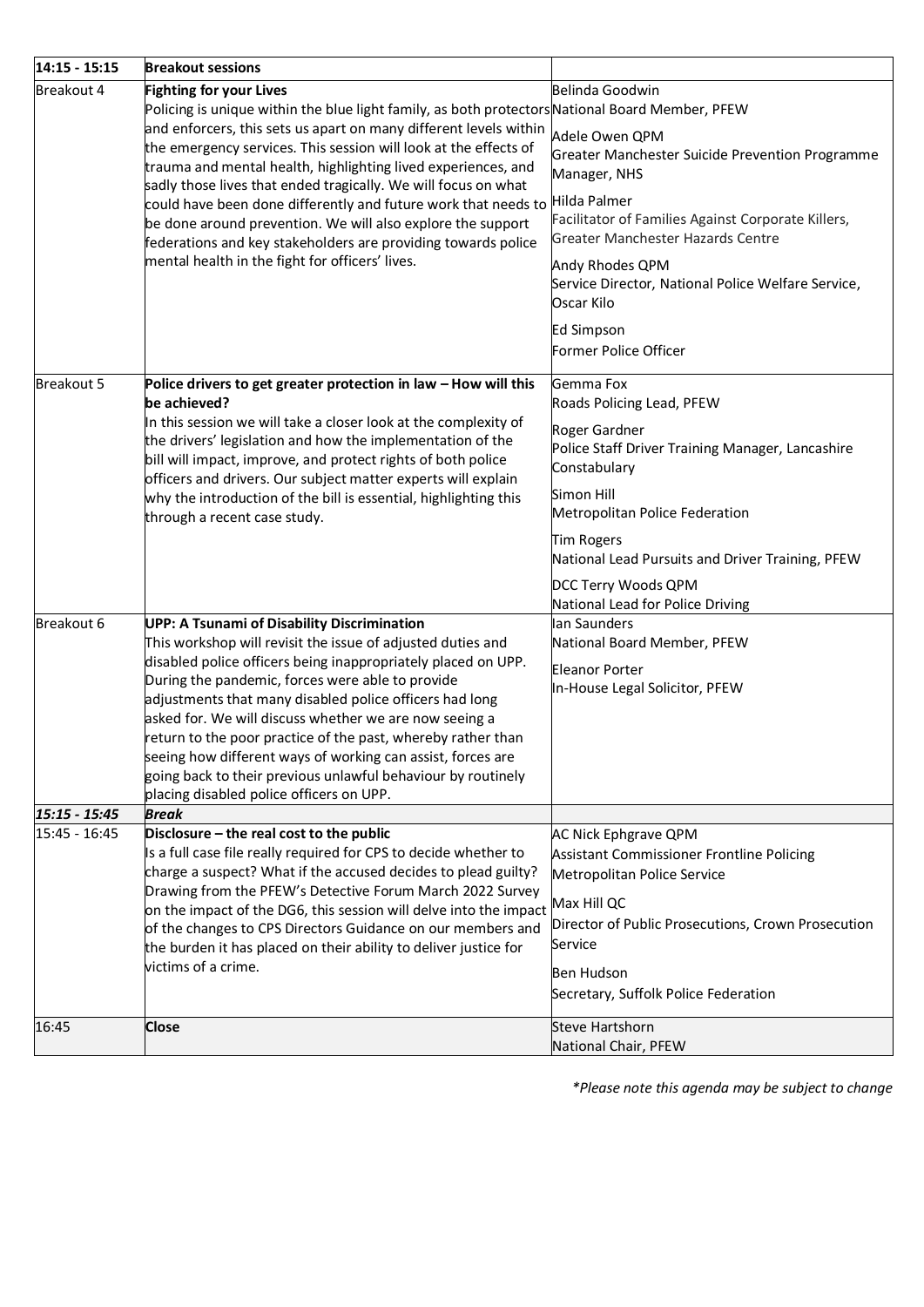| | | |
|---|---|---|
| **14:15 - 15:15** | **Breakout sessions** | |
| Breakout 4 | **Fighting for your Lives**<br>Policing is unique within the blue light family, as both protectors and enforcers, this sets us apart on many different levels within the emergency services. This session will look at the effects of trauma and mental health, highlighting lived experiences, and sadly those lives that ended tragically. We will focus on what could have been done differently and future work that needs to be done around prevention. We will also explore the support federations and key stakeholders are providing towards police mental health in the fight for officers' lives. | Belinda Goodwin<br>National Board Member, PFEW<br><br>Adele Owen QPM<br>Greater Manchester Suicide Prevention Programme Manager, NHS<br><br>Hilda Palmer<br>Facilitator of Families Against Corporate Killers, Greater Manchester Hazards Centre<br><br>Andy Rhodes QPM<br>Service Director, National Police Welfare Service, Oscar Kilo<br><br>Ed Simpson<br>Former Police Officer |
| Breakout 5 | **Police drivers to get greater protection in law – How will this be achieved?**<br>In this session we will take a closer look at the complexity of the drivers' legislation and how the implementation of the bill will impact, improve, and protect rights of both police officers and drivers. Our subject matter experts will explain why the introduction of the bill is essential, highlighting this through a recent case study. | Gemma Fox<br>Roads Policing Lead, PFEW<br><br>Roger Gardner<br>Police Staff Driver Training Manager, Lancashire Constabulary<br><br>Simon Hill<br>Metropolitan Police Federation<br><br>Tim Rogers<br>National Lead Pursuits and Driver Training, PFEW<br><br>DCC Terry Woods QPM<br>National Lead for Police Driving |
| Breakout 6 | **UPP: A Tsunami of Disability Discrimination**<br>This workshop will revisit the issue of adjusted duties and disabled police officers being inappropriately placed on UPP. During the pandemic, forces were able to provide adjustments that many disabled police officers had long asked for. We will discuss whether we are now seeing a return to the poor practice of the past, whereby rather than seeing how different ways of working can assist, forces are going back to their previous unlawful behaviour by routinely placing disabled police officers on UPP. | Ian Saunders<br>National Board Member, PFEW<br><br>Eleanor Porter<br>In-House Legal Solicitor, PFEW |
| ***15:15 - 15:45*** | ***Break*** | |
| 15:45 - 16:45 | **Disclosure – the real cost to the public**<br>Is a full case file really required for CPS to decide whether to charge a suspect? What if the accused decides to plead guilty? Drawing from the PFEW's Detective Forum March 2022 Survey on the impact of the DG6, this session will delve into the impact of the changes to CPS Directors Guidance on our members and the burden it has placed on their ability to deliver justice for victims of a crime. | AC Nick Ephgrave QPM<br>Assistant Commissioner Frontline Policing Metropolitan Police Service<br><br>Max Hill QC<br>Director of Public Prosecutions, Crown Prosecution Service<br><br>Ben Hudson<br>Secretary, Suffolk Police Federation |
| 16:45 | **Close** | Steve Hartshorn<br>National Chair, PFEW |

*\*Please note this agenda may be subject to change*